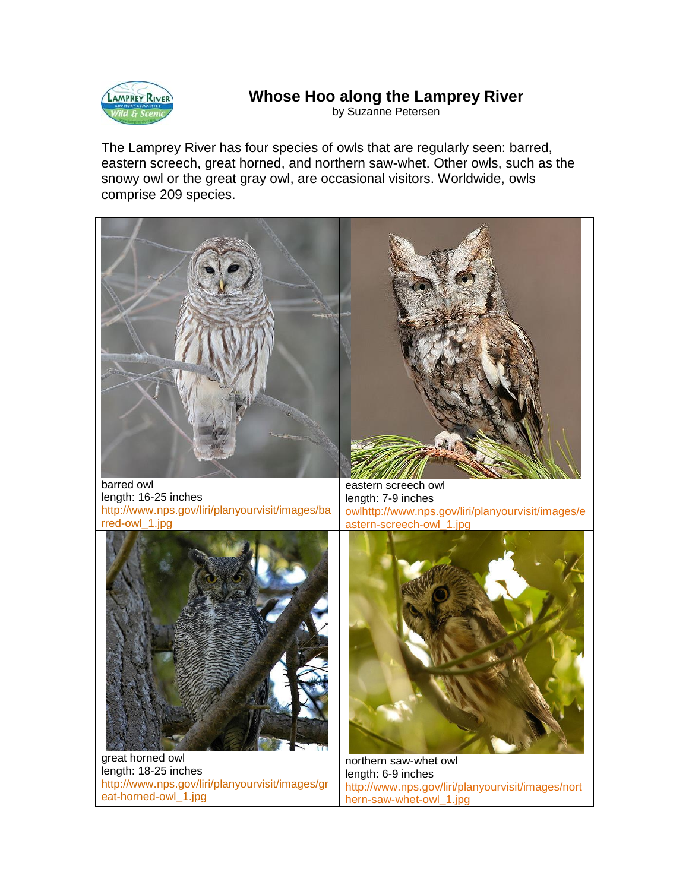# Whose Hoo along the Lamprey River

by Suzanne Petersen

The Lamprey River has four species of owls that are regularly seen: barred, eastern screech, great horned, and northern saw-whet. Other owls, such as the snowy owl or the great gray owl, are occasional visitors. Worldwide, owls comprise 209 species.

barred owl
length: 16-25 inches
http://www.nps.gov/liri/planyourvisit/images/barred-owl_1.jpg

eastern screech owl
length: 7-9 inches
owlhttp://www.nps.gov/liri/planyourvisit/images/eastern-screech-owl_1.jpg

great horned owl
length: 18-25 inches
http://www.nps.gov/liri/planyourvisit/images/great-horned-owl_1.jpg

northern saw-whet owl
length: 6-9 inches
http://www.nps.gov/liri/planyourvisit/images/northern-saw-whet-owl_1.jpg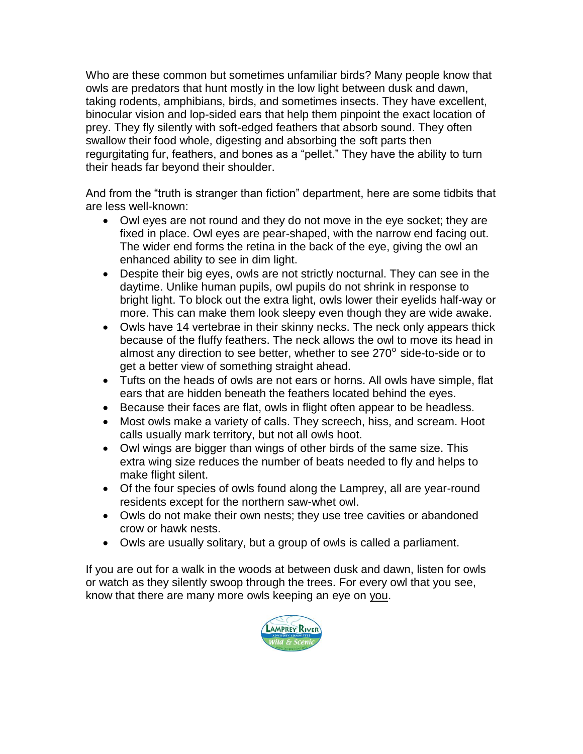Who are these common but sometimes unfamiliar birds? Many people know that owls are predators that hunt mostly in the low light between dusk and dawn, taking rodents, amphibians, birds, and sometimes insects. They have excellent, binocular vision and lop-sided ears that help them pinpoint the exact location of prey. They fly silently with soft-edged feathers that absorb sound. They often swallow their food whole, digesting and absorbing the soft parts then regurgitating fur, feathers, and bones as a "pellet." They have the ability to turn their heads far beyond their shoulder.

And from the "truth is stranger than fiction" department, here are some tidbits that are less well-known:

- Owl eyes are not round and they do not move in the eye socket; they are fixed in place. Owl eyes are pear-shaped, with the narrow end facing out. The wider end forms the retina in the back of the eye, giving the owl an enhanced ability to see in dim light.
- Despite their big eyes, owls are not strictly nocturnal. They can see in the daytime. Unlike human pupils, owl pupils do not shrink in response to bright light. To block out the extra light, owls lower their eyelids half-way or more. This can make them look sleepy even though they are wide awake.
- Owls have 14 vertebrae in their skinny necks. The neck only appears thick because of the fluffy feathers. The neck allows the owl to move its head in almost any direction to see better, whether to see $270^o$ side-to-side or to get a better view of something straight ahead.
- Tufts on the heads of owls are not ears or horns. All owls have simple, flat ears that are hidden beneath the feathers located behind the eyes.
- Because their faces are flat, owls in flight often appear to be headless.
- Most owls make a variety of calls. They screech, hiss, and scream. Hoot calls usually mark territory, but not all owls hoot.
- Owl wings are bigger than wings of other birds of the same size. This extra wing size reduces the number of beats needed to fly and helps to make flight silent.
- Of the four species of owls found along the Lamprey, all are year-round residents except for the northern saw-whet owl.
- Owls do not make their own nests; they use tree cavities or abandoned crow or hawk nests.
- Owls are usually solitary, but a group of owls is called a parliament.

If you are out for a walk in the woods at between dusk and dawn, listen for owls or watch as they silently swoop through the trees. For every owl that you see, know that there are many more owls keeping an eye on you.

LAMPREY RIVER
ADVISORY COMMITTEE
Wild & Scenic